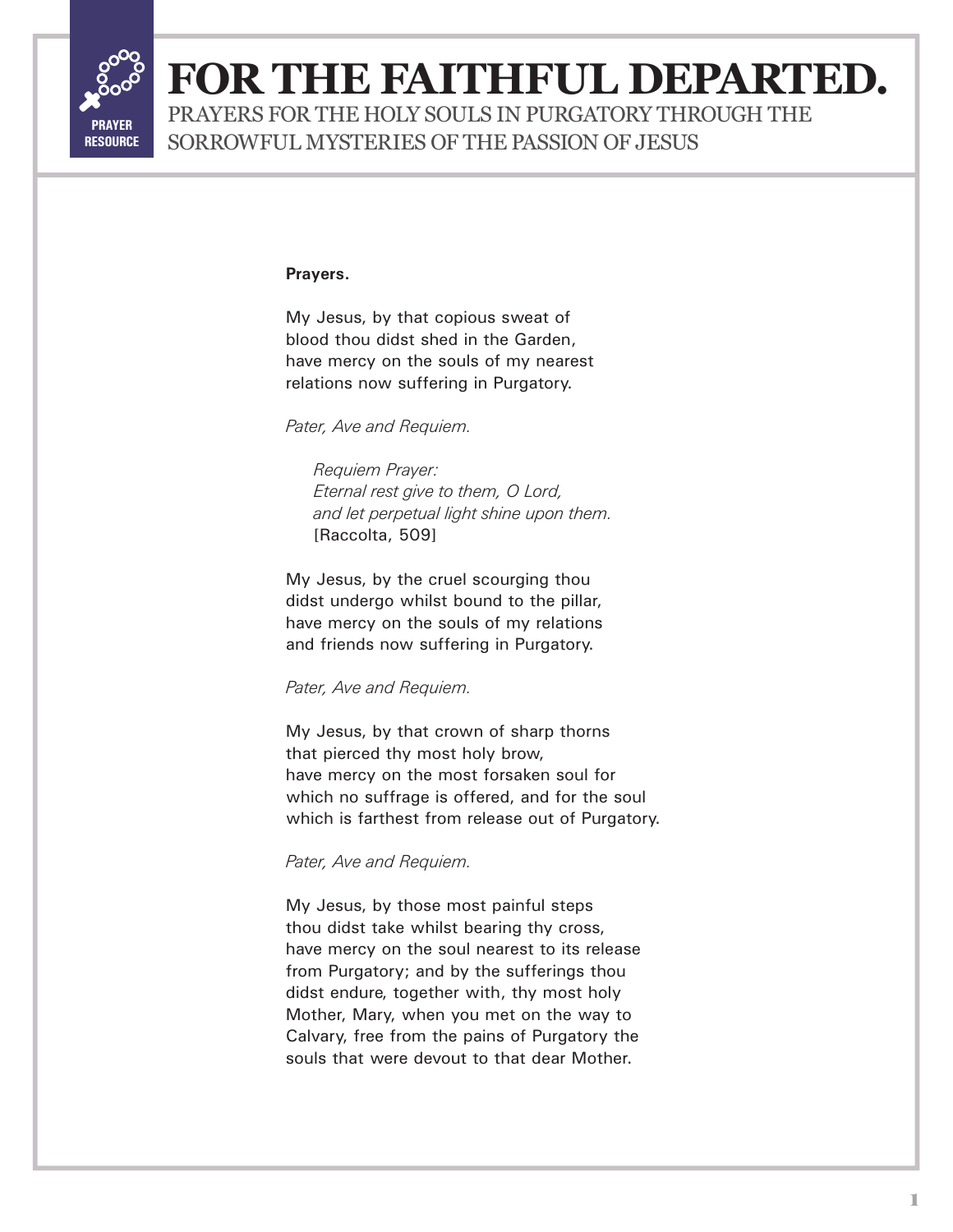PRAYER RESOURCE

# FOR THE FAITHFUL DEPARTED.

## PRAYERS FOR THE HOLY SOULS IN PURGATORY THROUGH THE SORROWFUL MYSTERIES OF THE PASSION OF JESUS

**Prayers.**

My Jesus, by that copious sweat of
blood thou didst shed in the Garden,
have mercy on the souls of my nearest
relations now suffering in Purgatory.

*Pater, Ave and Requiem.*

> *Requiem Prayer:*
> *Eternal rest give to them, O Lord,*
> *and let perpetual light shine upon them.*
> [Raccolta, 509]

My Jesus, by the cruel scourging thou
didst undergo whilst bound to the pillar,
have mercy on the souls of my relations
and friends now suffering in Purgatory.

*Pater, Ave and Requiem.*

My Jesus, by that crown of sharp thorns
that pierced thy most holy brow,
have mercy on the most forsaken soul for
which no suffrage is offered, and for the soul
which is farthest from release out of Purgatory.

*Pater, Ave and Requiem.*

My Jesus, by those most painful steps
thou didst take whilst bearing thy cross,
have mercy on the soul nearest to its release
from Purgatory; and by the sufferings thou
didst endure, together with, thy most holy
Mother, Mary, when you met on the way to
Calvary, free from the pains of Purgatory the
souls that were devout to that dear Mother.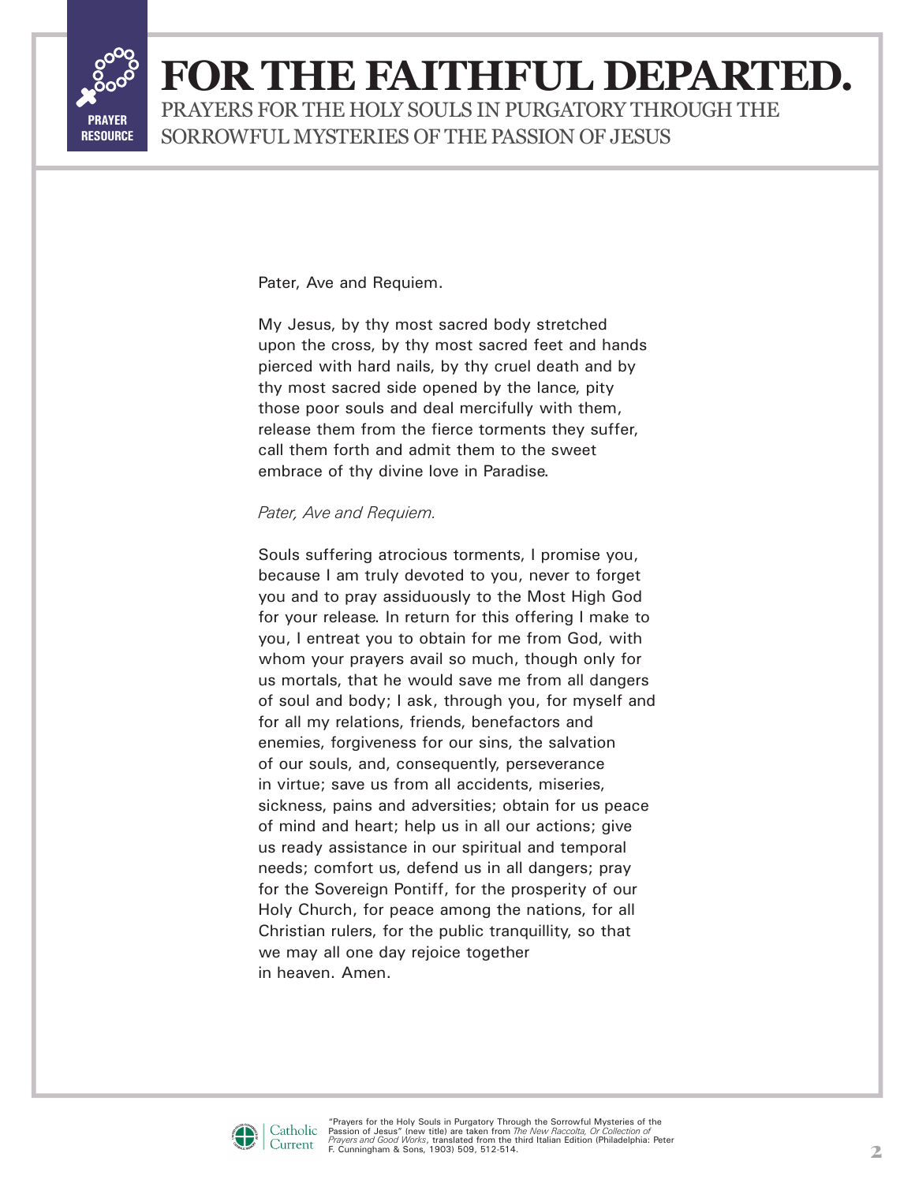# FOR THE FAITHFUL DEPARTED.

PRAYERS FOR THE HOLY SOULS IN PURGATORY THROUGH THE SORROWFUL MYSTERIES OF THE PASSION OF JESUS

Pater, Ave and Requiem.

My Jesus, by thy most sacred body stretched upon the cross, by thy most sacred feet and hands pierced with hard nails, by thy cruel death and by thy most sacred side opened by the lance, pity those poor souls and deal mercifully with them, release them from the fierce torments they suffer, call them forth and admit them to the sweet embrace of thy divine love in Paradise.

*Pater, Ave and Requiem.*

Souls suffering atrocious torments, I promise you, because I am truly devoted to you, never to forget you and to pray assiduously to the Most High God for your release. In return for this offering I make to you, I entreat you to obtain for me from God, with whom your prayers avail so much, though only for us mortals, that he would save me from all dangers of soul and body; I ask, through you, for myself and for all my relations, friends, benefactors and enemies, forgiveness for our sins, the salvation of our souls, and, consequently, perseverance in virtue; save us from all accidents, miseries, sickness, pains and adversities; obtain for us peace of mind and heart; help us in all our actions; give us ready assistance in our spiritual and temporal needs; comfort us, defend us in all dangers; pray for the Sovereign Pontiff, for the prosperity of our Holy Church, for peace among the nations, for all Christian rulers, for the public tranquillity, so that we may all one day rejoice together in heaven. Amen.

"Prayers for the Holy Souls in Purgatory Through the Sorrowful Mysteries of the Passion of Jesus" (new title) are taken from *The New Raccolta, Or Collection of Prayers and Good Works*, translated from the third Italian Edition (Philadelphia: Peter F. Cunningham & Sons, 1903) 509, 512-514.